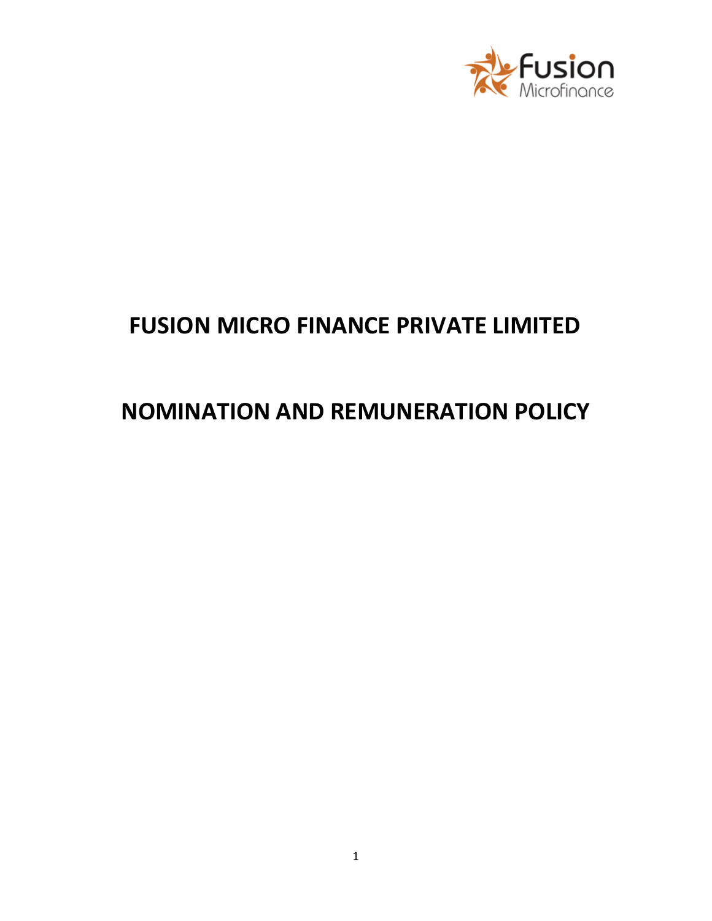# FUSION MICRO FINANCE PRIVATE LIMITED

# NOMINATION AND REMUNERATION POLICY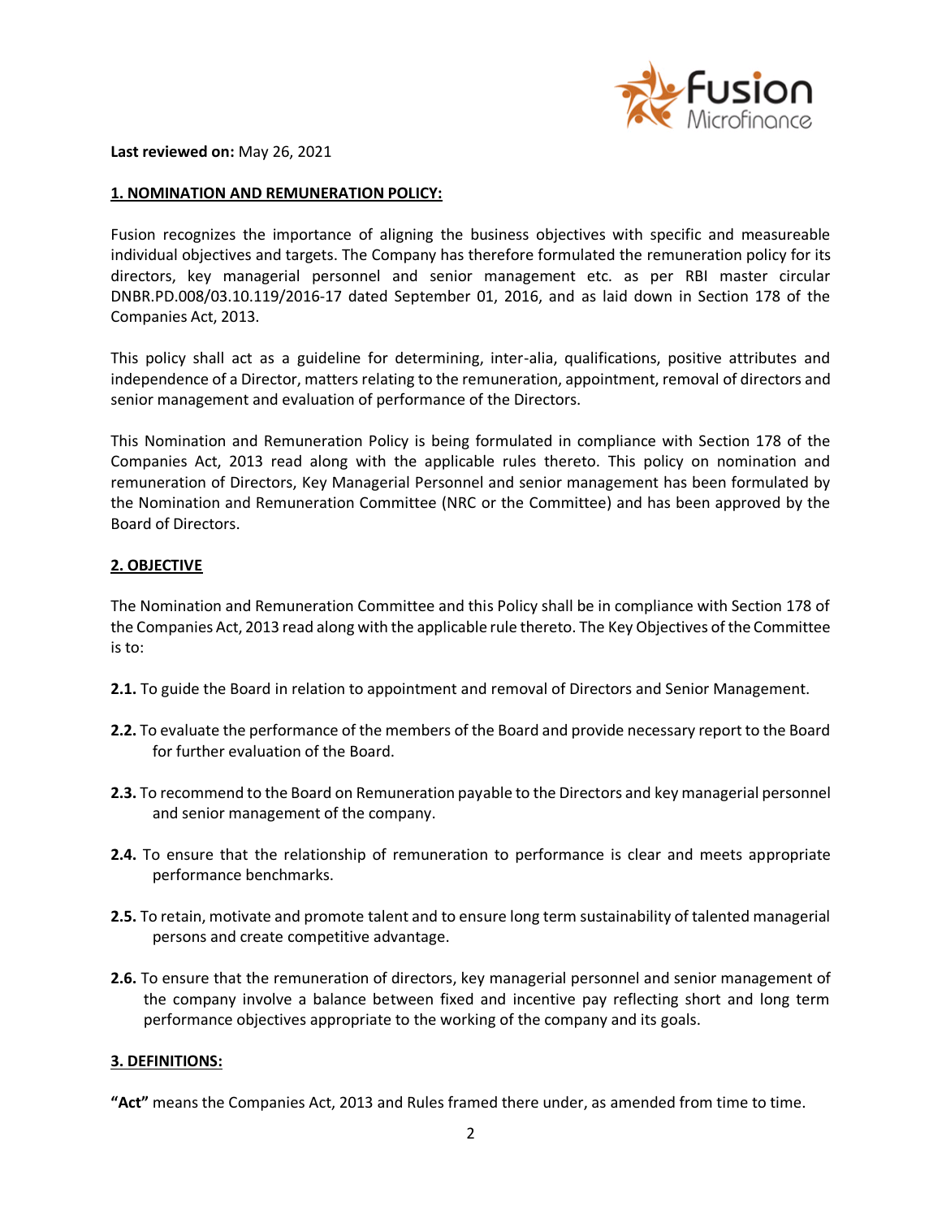**Last reviewed on:** May 26, 2021

## 1. NOMINATION AND REMUNERATION POLICY:

Fusion recognizes the importance of aligning the business objectives with specific and measureable individual objectives and targets. The Company has therefore formulated the remuneration policy for its directors, key managerial personnel and senior management etc. as per RBI master circular DNBR.PD.008/03.10.119/2016-17 dated September 01, 2016, and as laid down in Section 178 of the Companies Act, 2013.

This policy shall act as a guideline for determining, inter-alia, qualifications, positive attributes and independence of a Director, matters relating to the remuneration, appointment, removal of directors and senior management and evaluation of performance of the Directors.

This Nomination and Remuneration Policy is being formulated in compliance with Section 178 of the Companies Act, 2013 read along with the applicable rules thereto. This policy on nomination and remuneration of Directors, Key Managerial Personnel and senior management has been formulated by the Nomination and Remuneration Committee (NRC or the Committee) and has been approved by the Board of Directors.

## 2. OBJECTIVE

The Nomination and Remuneration Committee and this Policy shall be in compliance with Section 178 of the Companies Act, 2013 read along with the applicable rule thereto. The Key Objectives of the Committee is to:

**2.1.** To guide the Board in relation to appointment and removal of Directors and Senior Management.

**2.2.** To evaluate the performance of the members of the Board and provide necessary report to the Board for further evaluation of the Board.

**2.3.** To recommend to the Board on Remuneration payable to the Directors and key managerial personnel and senior management of the company.

**2.4.** To ensure that the relationship of remuneration to performance is clear and meets appropriate performance benchmarks.

**2.5.** To retain, motivate and promote talent and to ensure long term sustainability of talented managerial persons and create competitive advantage.

**2.6.** To ensure that the remuneration of directors, key managerial personnel and senior management of the company involve a balance between fixed and incentive pay reflecting short and long term performance objectives appropriate to the working of the company and its goals.

## 3. DEFINITIONS:

**"Act"** means the Companies Act, 2013 and Rules framed there under, as amended from time to time.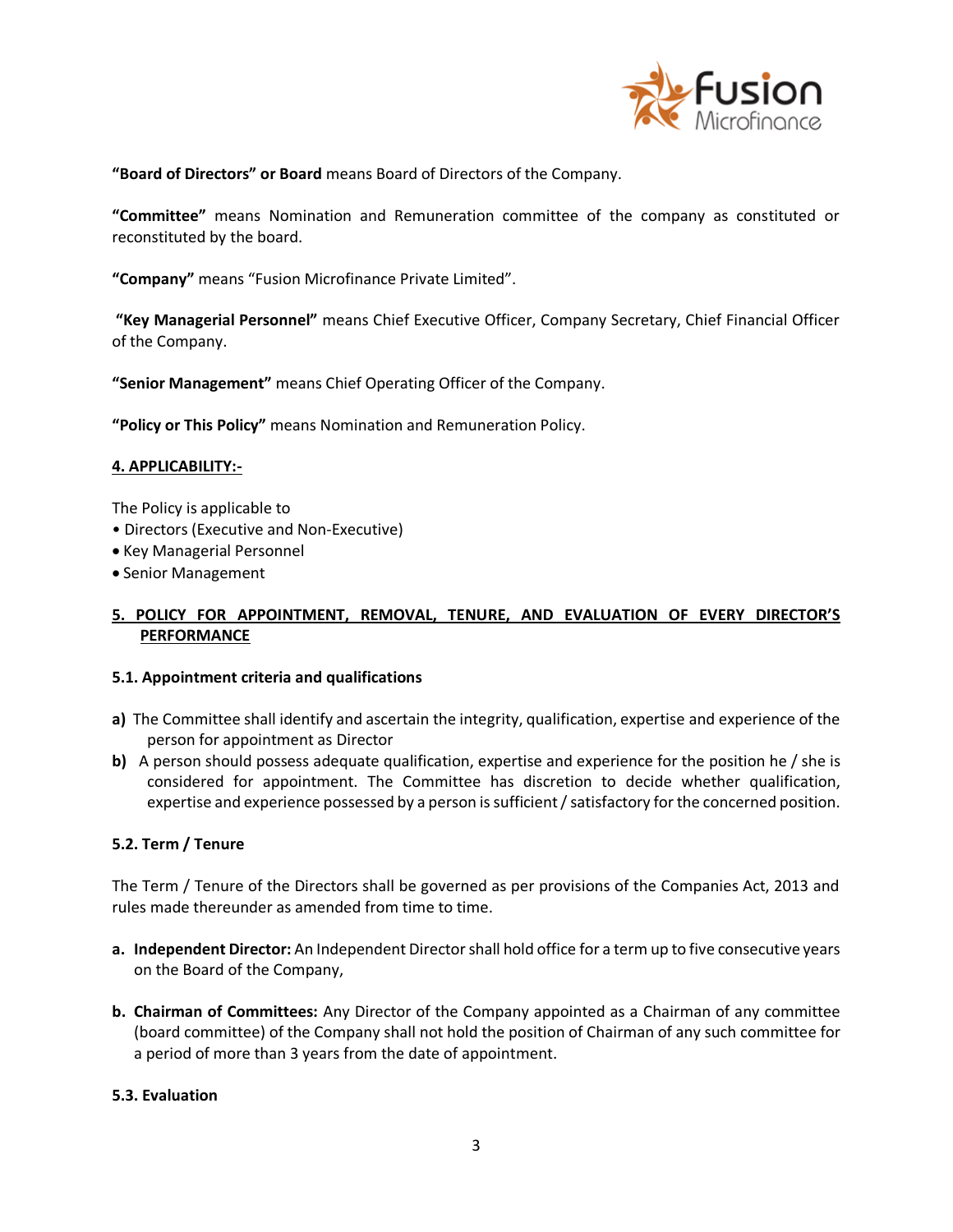**"Board of Directors" or Board** means Board of Directors of the Company.

**"Committee"** means Nomination and Remuneration committee of the company as constituted or reconstituted by the board.

**"Company"** means "Fusion Microfinance Private Limited".

**"Key Managerial Personnel"** means Chief Executive Officer, Company Secretary, Chief Financial Officer of the Company.

**"Senior Management"** means Chief Operating Officer of the Company.

**"Policy or This Policy"** means Nomination and Remuneration Policy.

## 4. APPLICABILITY:-

The Policy is applicable to

- Directors (Executive and Non-Executive)
- Key Managerial Personnel
- Senior Management

## 5. POLICY FOR APPOINTMENT, REMOVAL, TENURE, AND EVALUATION OF EVERY DIRECTOR'S PERFORMANCE

### 5.1. Appointment criteria and qualifications

**a)** The Committee shall identify and ascertain the integrity, qualification, expertise and experience of the person for appointment as Director

**b)** A person should possess adequate qualification, expertise and experience for the position he / she is considered for appointment. The Committee has discretion to decide whether qualification, expertise and experience possessed by a person is sufficient / satisfactory for the concerned position.

### 5.2. Term / Tenure

The Term / Tenure of the Directors shall be governed as per provisions of the Companies Act, 2013 and rules made thereunder as amended from time to time.

**a. Independent Director:** An Independent Director shall hold office for a term up to five consecutive years on the Board of the Company,

**b. Chairman of Committees:** Any Director of the Company appointed as a Chairman of any committee (board committee) of the Company shall not hold the position of Chairman of any such committee for a period of more than 3 years from the date of appointment.

### 5.3. Evaluation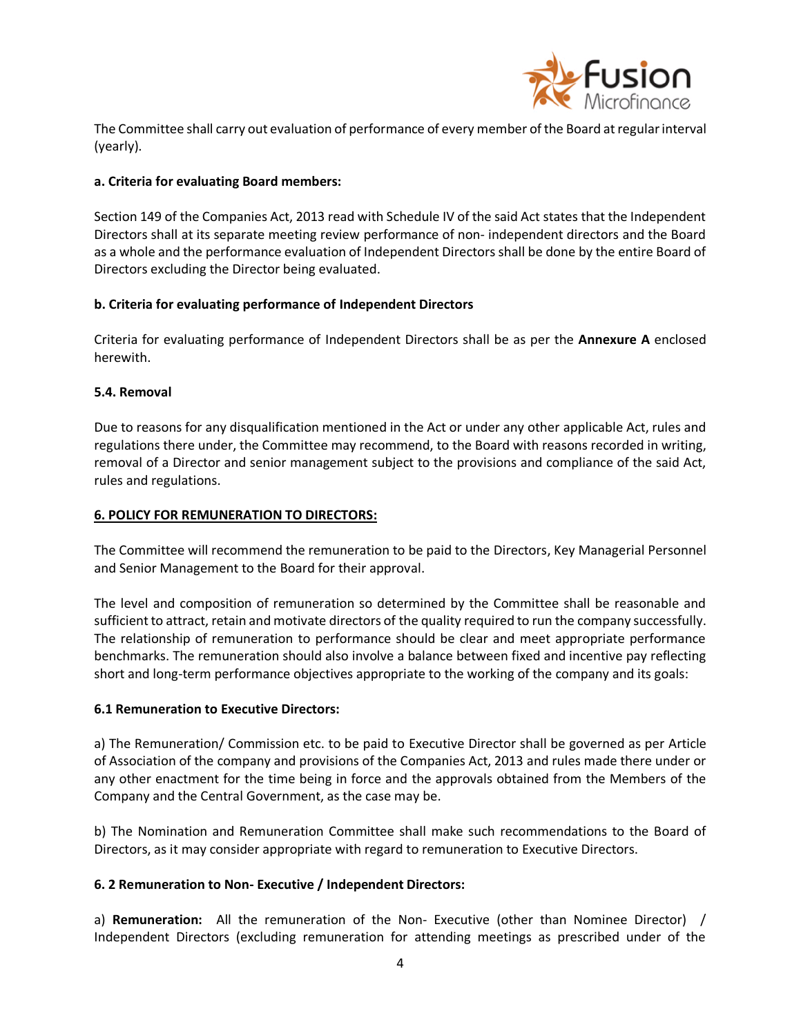The Committee shall carry out evaluation of performance of every member of the Board at regular interval (yearly).

**a. Criteria for evaluating Board members:**

Section 149 of the Companies Act, 2013 read with Schedule IV of the said Act states that the Independent Directors shall at its separate meeting review performance of non- independent directors and the Board as a whole and the performance evaluation of Independent Directors shall be done by the entire Board of Directors excluding the Director being evaluated.

**b. Criteria for evaluating performance of Independent Directors**

Criteria for evaluating performance of Independent Directors shall be as per the **Annexure A** enclosed herewith.

**5.4. Removal**

Due to reasons for any disqualification mentioned in the Act or under any other applicable Act, rules and regulations there under, the Committee may recommend, to the Board with reasons recorded in writing, removal of a Director and senior management subject to the provisions and compliance of the said Act, rules and regulations.

## 6. POLICY FOR REMUNERATION TO DIRECTORS:

The Committee will recommend the remuneration to be paid to the Directors, Key Managerial Personnel and Senior Management to the Board for their approval.

The level and composition of remuneration so determined by the Committee shall be reasonable and sufficient to attract, retain and motivate directors of the quality required to run the company successfully. The relationship of remuneration to performance should be clear and meet appropriate performance benchmarks. The remuneration should also involve a balance between fixed and incentive pay reflecting short and long-term performance objectives appropriate to the working of the company and its goals:

**6.1 Remuneration to Executive Directors:**

a) The Remuneration/ Commission etc. to be paid to Executive Director shall be governed as per Article of Association of the company and provisions of the Companies Act, 2013 and rules made there under or any other enactment for the time being in force and the approvals obtained from the Members of the Company and the Central Government, as the case may be.

b) The Nomination and Remuneration Committee shall make such recommendations to the Board of Directors, as it may consider appropriate with regard to remuneration to Executive Directors.

**6. 2 Remuneration to Non- Executive / Independent Directors:**

a) **Remuneration:** All the remuneration of the Non- Executive (other than Nominee Director) / Independent Directors (excluding remuneration for attending meetings as prescribed under of the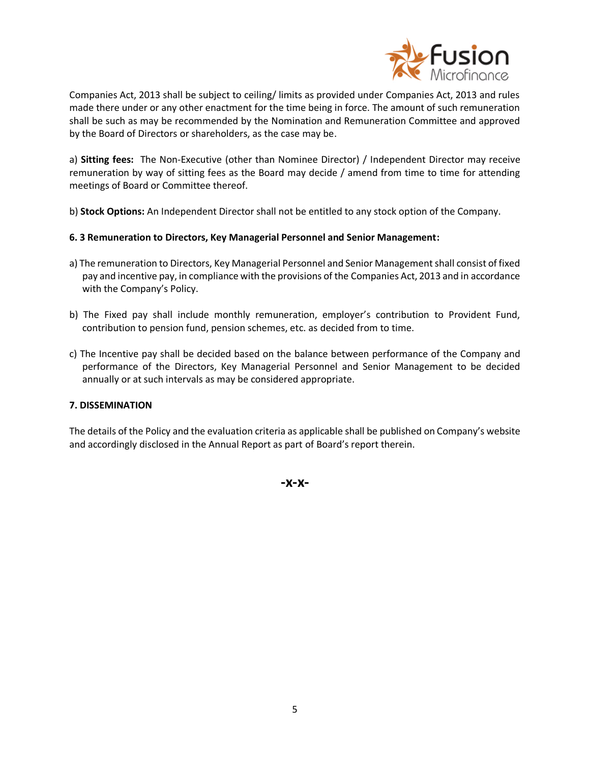Companies Act, 2013 shall be subject to ceiling/ limits as provided under Companies Act, 2013 and rules made there under or any other enactment for the time being in force. The amount of such remuneration shall be such as may be recommended by the Nomination and Remuneration Committee and approved by the Board of Directors or shareholders, as the case may be.

a) **Sitting fees:** The Non-Executive (other than Nominee Director) / Independent Director may receive remuneration by way of sitting fees as the Board may decide / amend from time to time for attending meetings of Board or Committee thereof.

b) **Stock Options:** An Independent Director shall not be entitled to any stock option of the Company.

**6. 3 Remuneration to Directors, Key Managerial Personnel and Senior Management:**

a) The remuneration to Directors, Key Managerial Personnel and Senior Management shall consist of fixed pay and incentive pay, in compliance with the provisions of the Companies Act, 2013 and in accordance with the Company's Policy.

b) The Fixed pay shall include monthly remuneration, employer's contribution to Provident Fund, contribution to pension fund, pension schemes, etc. as decided from to time.

c) The Incentive pay shall be decided based on the balance between performance of the Company and performance of the Directors, Key Managerial Personnel and Senior Management to be decided annually or at such intervals as may be considered appropriate.

**7. DISSEMINATION**

The details of the Policy and the evaluation criteria as applicable shall be published on Company's website and accordingly disclosed in the Annual Report as part of Board's report therein.

**-x-x-**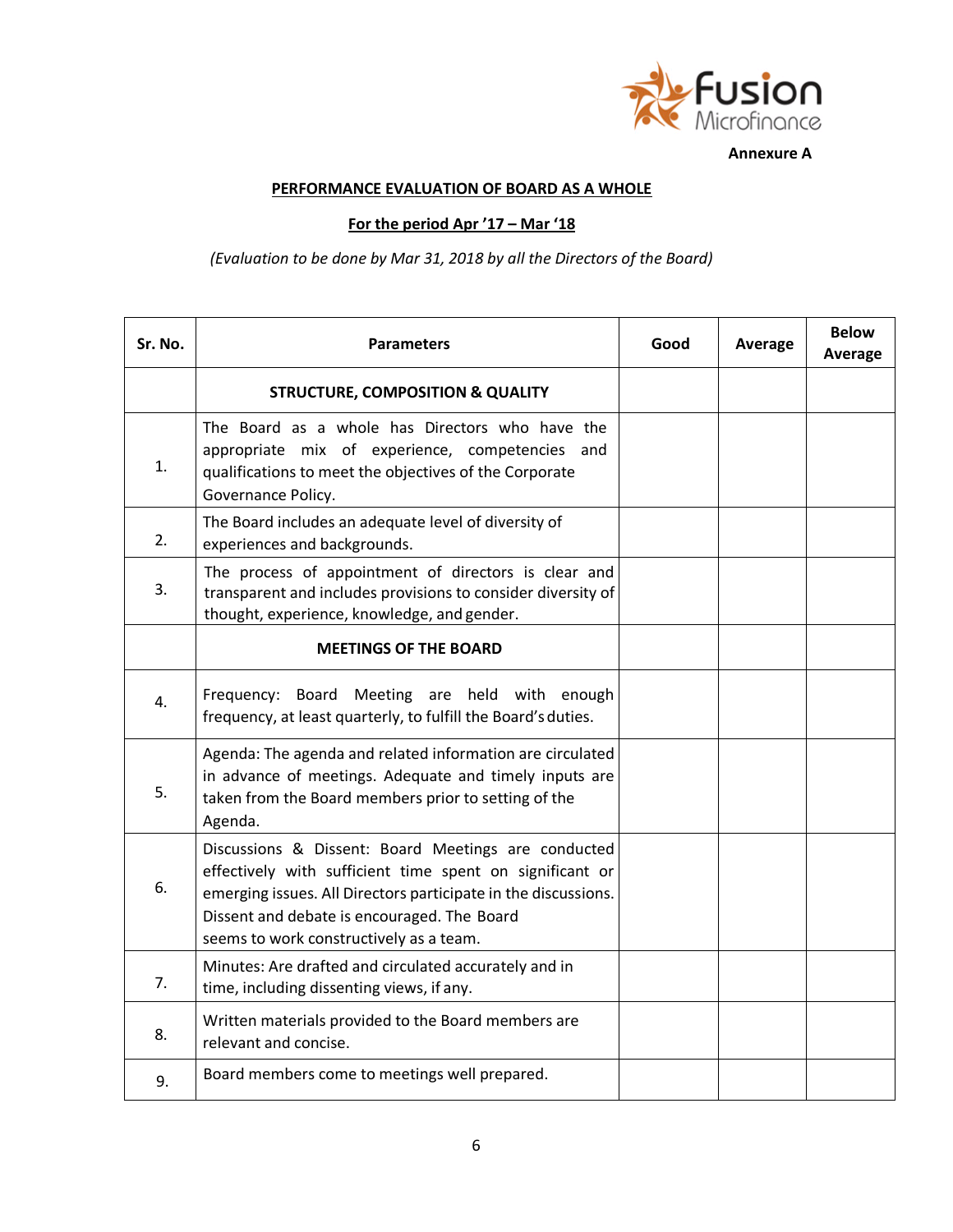**Annexure A**

**PERFORMANCE EVALUATION OF BOARD AS A WHOLE**

**For the period Apr '17 – Mar '18**

*(Evaluation to be done by Mar 31, 2018 by all the Directors of the Board)*

| Sr. No. | Parameters | Good | Average | Below Average |
|---|---|---|---|---|
| | **STRUCTURE, COMPOSITION & QUALITY** | | | |
| 1. | The Board as a whole has Directors who have the appropriate mix of experience, competencies and qualifications to meet the objectives of the Corporate Governance Policy. | | | |
| 2. | The Board includes an adequate level of diversity of experiences and backgrounds. | | | |
| 3. | The process of appointment of directors is clear and transparent and includes provisions to consider diversity of thought, experience, knowledge, and gender. | | | |
| | **MEETINGS OF THE BOARD** | | | |
| 4. | Frequency: Board Meeting are held with enough frequency, at least quarterly, to fulfill the Board's duties. | | | |
| 5. | Agenda: The agenda and related information are circulated in advance of meetings. Adequate and timely inputs are taken from the Board members prior to setting of the Agenda. | | | |
| 6. | Discussions & Dissent: Board Meetings are conducted effectively with sufficient time spent on significant or emerging issues. All Directors participate in the discussions. Dissent and debate is encouraged. The Board seems to work constructively as a team. | | | |
| 7. | Minutes: Are drafted and circulated accurately and in time, including dissenting views, if any. | | | |
| 8. | Written materials provided to the Board members are relevant and concise. | | | |
| 9. | Board members come to meetings well prepared. | | | |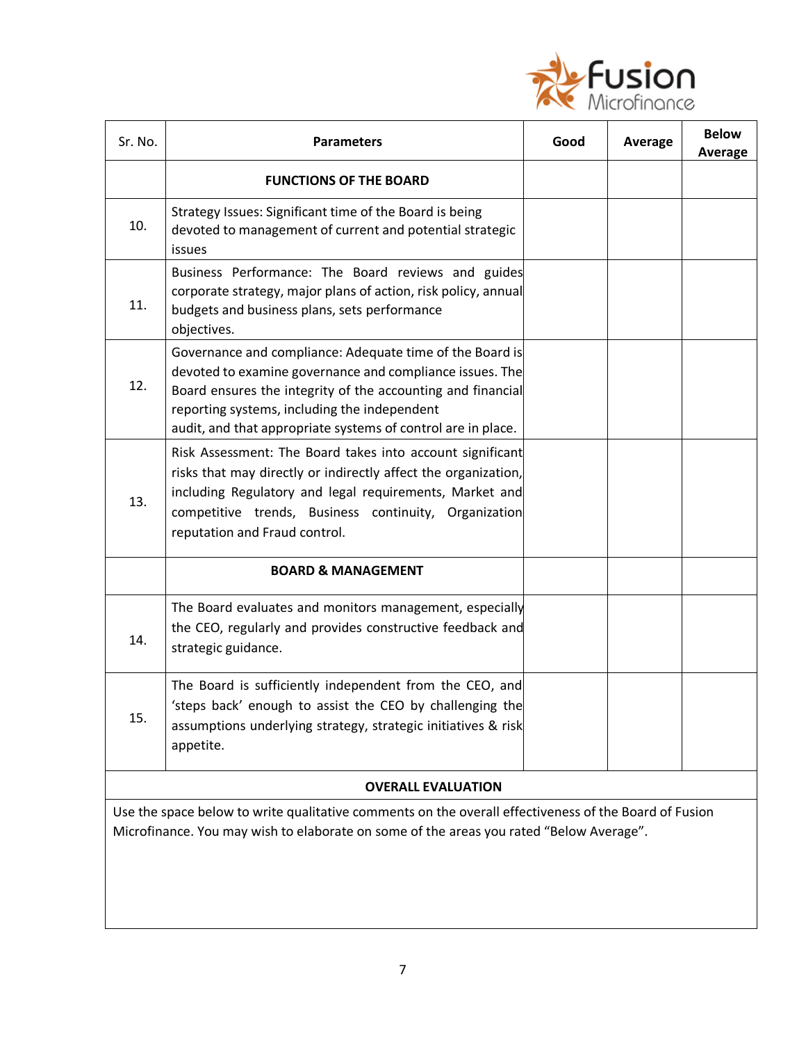| Sr. No. | Parameters | Good | Average | Below Average |
|---|---|---|---|---|
| | **FUNCTIONS OF THE BOARD** | | | |
| 10. | Strategy Issues: Significant time of the Board is being devoted to management of current and potential strategic issues | | | |
| 11. | Business Performance: The Board reviews and guides corporate strategy, major plans of action, risk policy, annual budgets and business plans, sets performance objectives. | | | |
| 12. | Governance and compliance: Adequate time of the Board is devoted to examine governance and compliance issues. The Board ensures the integrity of the accounting and financial reporting systems, including the independent audit, and that appropriate systems of control are in place. | | | |
| 13. | Risk Assessment: The Board takes into account significant risks that may directly or indirectly affect the organization, including Regulatory and legal requirements, Market and competitive trends, Business continuity, Organization reputation and Fraud control. | | | |
| | **BOARD & MANAGEMENT** | | | |
| 14. | The Board evaluates and monitors management, especially the CEO, regularly and provides constructive feedback and strategic guidance. | | | |
| 15. | The Board is sufficiently independent from the CEO, and 'steps back' enough to assist the CEO by challenging the assumptions underlying strategy, strategic initiatives & risk appetite. | | | |

**OVERALL EVALUATION**

Use the space below to write qualitative comments on the overall effectiveness of the Board of Fusion Microfinance. You may wish to elaborate on some of the areas you rated "Below Average".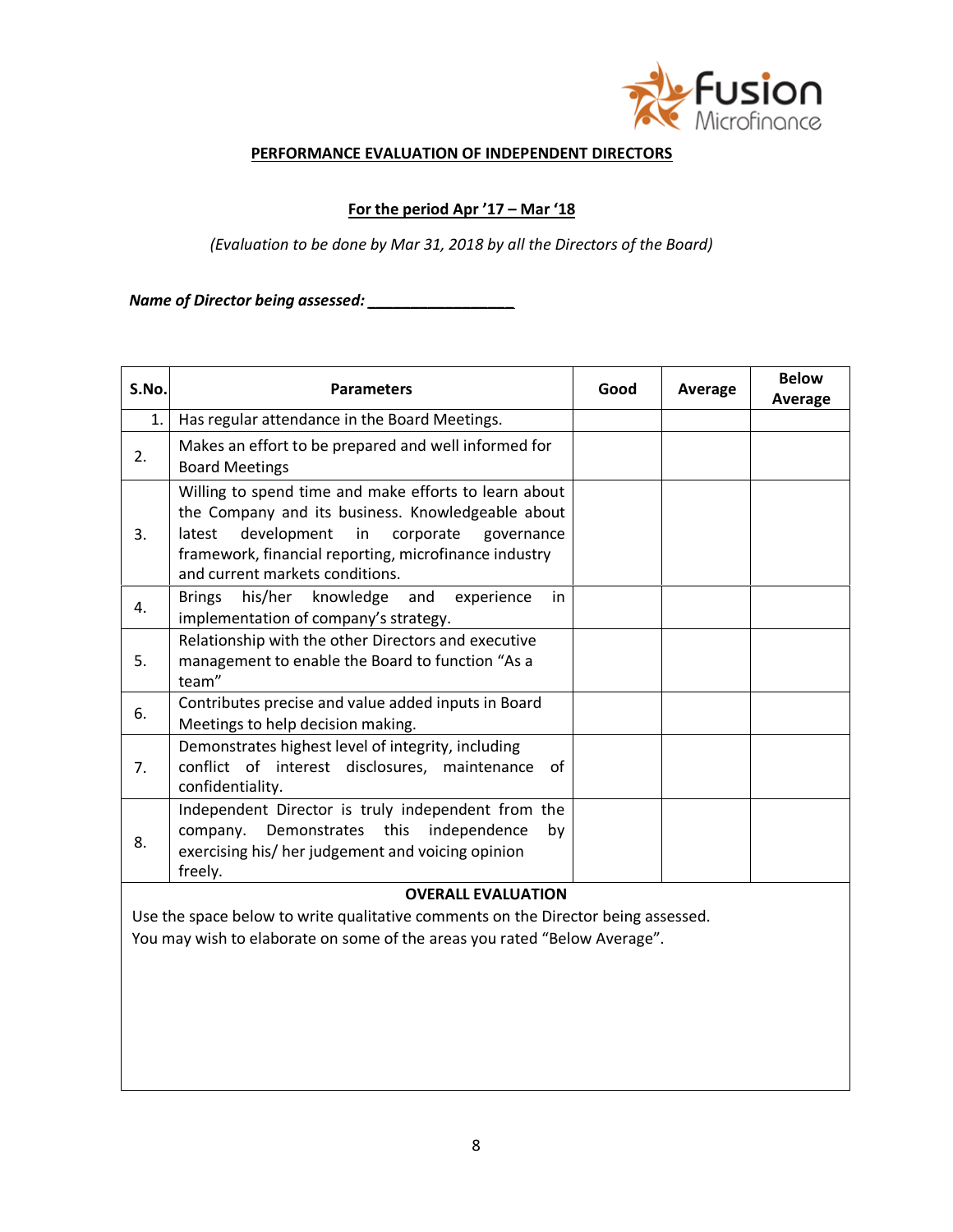**PERFORMANCE EVALUATION OF INDEPENDENT DIRECTORS**

**For the period Apr '17 – Mar '18**

*(Evaluation to be done by Mar 31, 2018 by all the Directors of the Board)*

***Name of Director being assessed: _________________***

| S.No. | Parameters | Good | Average | Below Average |
|---|---|---|---|---|
| 1. | Has regular attendance in the Board Meetings. | | | |
| 2. | Makes an effort to be prepared and well informed for Board Meetings | | | |
| 3. | Willing to spend time and make efforts to learn about the Company and its business. Knowledgeable about latest development in corporate governance framework, financial reporting, microfinance industry and current markets conditions. | | | |
| 4. | Brings his/her knowledge and experience in implementation of company's strategy. | | | |
| 5. | Relationship with the other Directors and executive management to enable the Board to function "As a team" | | | |
| 6. | Contributes precise and value added inputs in Board Meetings to help decision making. | | | |
| 7. | Demonstrates highest level of integrity, including conflict of interest disclosures, maintenance of confidentiality. | | | |
| 8. | Independent Director is truly independent from the company. Demonstrates this independence by exercising his/ her judgement and voicing opinion freely. | | | |

**OVERALL EVALUATION**

Use the space below to write qualitative comments on the Director being assessed.
You may wish to elaborate on some of the areas you rated "Below Average".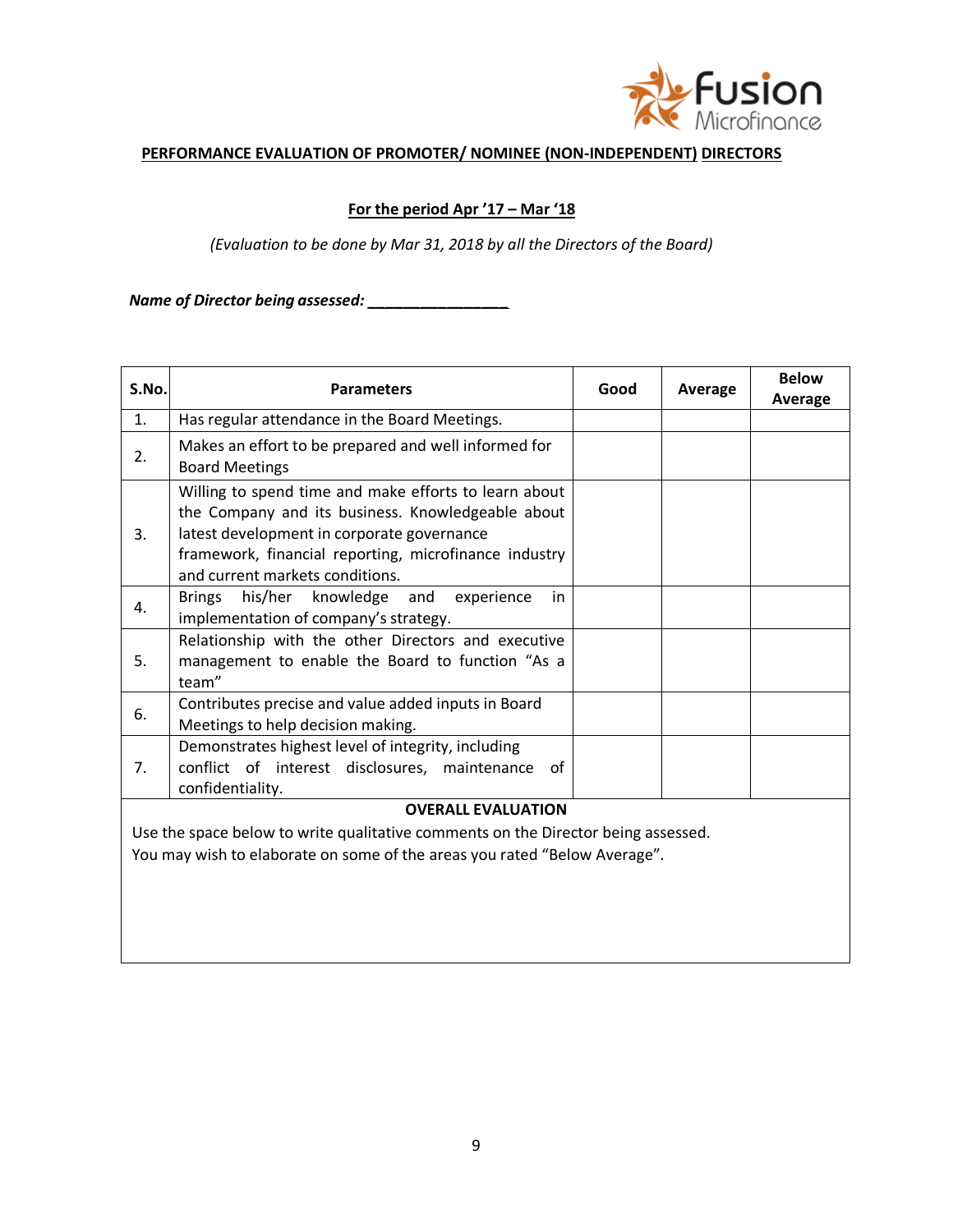## PERFORMANCE EVALUATION OF PROMOTER/ NOMINEE (NON-INDEPENDENT) DIRECTORS

**For the period Apr '17 – Mar '18**

*(Evaluation to be done by Mar 31, 2018 by all the Directors of the Board)*

***Name of Director being assessed: \_\_\_\_\_\_\_\_\_\_\_\_\_\_\_\_\_***

| S.No. | Parameters | Good | Average | Below Average |
|---|---|---|---|---|
| 1. | Has regular attendance in the Board Meetings. | | | |
| 2. | Makes an effort to be prepared and well informed for Board Meetings | | | |
| 3. | Willing to spend time and make efforts to learn about the Company and its business. Knowledgeable about latest development in corporate governance framework, financial reporting, microfinance industry and current markets conditions. | | | |
| 4. | Brings his/her knowledge and experience in implementation of company's strategy. | | | |
| 5. | Relationship with the other Directors and executive management to enable the Board to function "As a team" | | | |
| 6. | Contributes precise and value added inputs in Board Meetings to help decision making. | | | |
| 7. | Demonstrates highest level of integrity, including conflict of interest disclosures, maintenance of confidentiality. | | | |

**OVERALL EVALUATION**

Use the space below to write qualitative comments on the Director being assessed.
You may wish to elaborate on some of the areas you rated "Below Average".